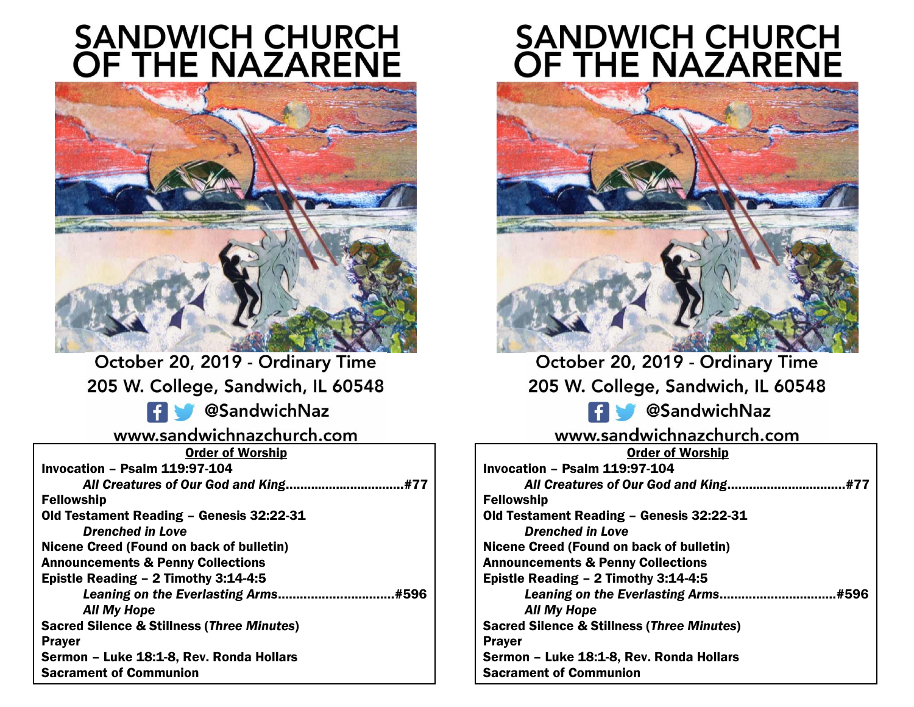# SANDWICH CHURCH OF THE NAZARENE

October 20, 2019 - Ordinary Time
205 W. College, Sandwich, IL 60548
@SandwichNaz
www.sandwichnazchurch.com

**Order of Worship**

**Invocation – Psalm 119:97-104**
***All Creatures of Our God and King*................................#77**
**Fellowship**
**Old Testament Reading – Genesis 32:22-31**
***Drenched in Love***
**Nicene Creed (Found on back of bulletin)**
**Announcements & Penny Collections**
**Epistle Reading – 2 Timothy 3:14-4:5**
***Leaning on the Everlasting Arms*................................#596**
***All My Hope***
**Sacred Silence & Stillness (*Three Minutes*)**
**Prayer**
**Sermon – Luke 18:1-8, Rev. Ronda Hollars**
**Sacrament of Communion**

# SANDWICH CHURCH OF THE NAZARENE

October 20, 2019 - Ordinary Time
205 W. College, Sandwich, IL 60548
@SandwichNaz
www.sandwichnazchurch.com

**Order of Worship**

**Invocation – Psalm 119:97-104**
***All Creatures of Our God and King*................................#77**
**Fellowship**
**Old Testament Reading – Genesis 32:22-31**
***Drenched in Love***
**Nicene Creed (Found on back of bulletin)**
**Announcements & Penny Collections**
**Epistle Reading – 2 Timothy 3:14-4:5**
***Leaning on the Everlasting Arms*................................#596**
***All My Hope***
**Sacred Silence & Stillness (*Three Minutes*)**
**Prayer**
**Sermon – Luke 18:1-8, Rev. Ronda Hollars**
**Sacrament of Communion**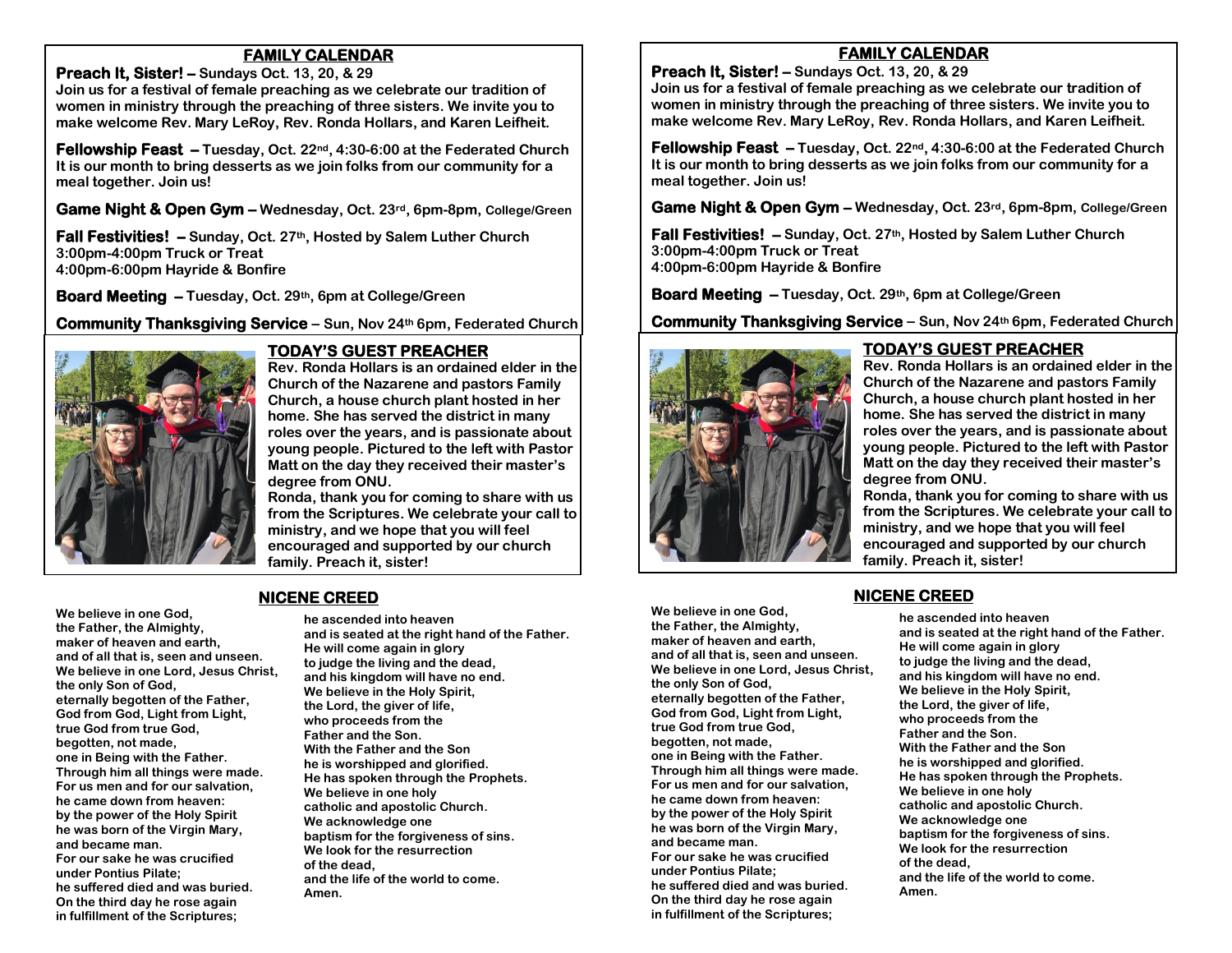## FAMILY CALENDAR

**Preach It, Sister!** – Sundays Oct. 13, 20, & 29
Join us for a festival of female preaching as we celebrate our tradition of women in ministry through the preaching of three sisters. We invite you to make welcome Rev. Mary LeRoy, Rev. Ronda Hollars, and Karen Leifheit.

**Fellowship Feast** – Tuesday, Oct. 22nd, 4:30-6:00 at the Federated Church
It is our month to bring desserts as we join folks from our community for a meal together. Join us!

**Game Night & Open Gym** – Wednesday, Oct. 23rd, 6pm-8pm, College/Green

**Fall Festivities!** – Sunday, Oct. 27th, Hosted by Salem Luther Church
3:00pm-4:00pm Truck or Treat
4:00pm-6:00pm Hayride & Bonfire

**Board Meeting** – Tuesday, Oct. 29th, 6pm at College/Green

**Community Thanksgiving Service** – Sun, Nov 24th 6pm, Federated Church

## TODAY'S GUEST PREACHER

Rev. Ronda Hollars is an ordained elder in the Church of the Nazarene and pastors Family Church, a house church plant hosted in her home. She has served the district in many roles over the years, and is passionate about young people. Pictured to the left with Pastor Matt on the day they received their master's degree from ONU.
Ronda, thank you for coming to share with us from the Scriptures. We celebrate your call to ministry, and we hope that you will feel encouraged and supported by our church family. Preach it, sister!

## NICENE CREED

We believe in one God,
the Father, the Almighty,
maker of heaven and earth,
and of all that is, seen and unseen.
We believe in one Lord, Jesus Christ,
the only Son of God,
eternally begotten of the Father,
God from God, Light from Light,
true God from true God,
begotten, not made,
one in Being with the Father.
Through him all things were made.
For us men and for our salvation,
he came down from heaven:
by the power of the Holy Spirit
he was born of the Virgin Mary,
and became man.
For our sake he was crucified
under Pontius Pilate;
he suffered died and was buried.
On the third day he rose again
in fulfillment of the Scriptures;
he ascended into heaven
and is seated at the right hand of the Father.
He will come again in glory
to judge the living and the dead,
and his kingdom will have no end.
We believe in the Holy Spirit,
the Lord, the giver of life,
who proceeds from the
Father and the Son.
With the Father and the Son
he is worshipped and glorified.
He has spoken through the Prophets.
We believe in one holy
catholic and apostolic Church.
We acknowledge one
baptism for the forgiveness of sins.
We look for the resurrection
of the dead,
and the life of the world to come.
Amen.

## FAMILY CALENDAR

**Preach It, Sister!** – Sundays Oct. 13, 20, & 29
Join us for a festival of female preaching as we celebrate our tradition of women in ministry through the preaching of three sisters. We invite you to make welcome Rev. Mary LeRoy, Rev. Ronda Hollars, and Karen Leifheit.

**Fellowship Feast** – Tuesday, Oct. 22nd, 4:30-6:00 at the Federated Church
It is our month to bring desserts as we join folks from our community for a meal together. Join us!

**Game Night & Open Gym** – Wednesday, Oct. 23rd, 6pm-8pm, College/Green

**Fall Festivities!** – Sunday, Oct. 27th, Hosted by Salem Luther Church
3:00pm-4:00pm Truck or Treat
4:00pm-6:00pm Hayride & Bonfire

**Board Meeting** – Tuesday, Oct. 29th, 6pm at College/Green

**Community Thanksgiving Service** – Sun, Nov 24th 6pm, Federated Church

## TODAY'S GUEST PREACHER

Rev. Ronda Hollars is an ordained elder in the Church of the Nazarene and pastors Family Church, a house church plant hosted in her home. She has served the district in many roles over the years, and is passionate about young people. Pictured to the left with Pastor Matt on the day they received their master's degree from ONU.
Ronda, thank you for coming to share with us from the Scriptures. We celebrate your call to ministry, and we hope that you will feel encouraged and supported by our church family. Preach it, sister!

## NICENE CREED

We believe in one God,
the Father, the Almighty,
maker of heaven and earth,
and of all that is, seen and unseen.
We believe in one Lord, Jesus Christ,
the only Son of God,
eternally begotten of the Father,
God from God, Light from Light,
true God from true God,
begotten, not made,
one in Being with the Father.
Through him all things were made.
For us men and for our salvation,
he came down from heaven:
by the power of the Holy Spirit
he was born of the Virgin Mary,
and became man.
For our sake he was crucified
under Pontius Pilate;
he suffered died and was buried.
On the third day he rose again
in fulfillment of the Scriptures;
he ascended into heaven
and is seated at the right hand of the Father.
He will come again in glory
to judge the living and the dead,
and his kingdom will have no end.
We believe in the Holy Spirit,
the Lord, the giver of life,
who proceeds from the
Father and the Son.
With the Father and the Son
he is worshipped and glorified.
He has spoken through the Prophets.
We believe in one holy
catholic and apostolic Church.
We acknowledge one
baptism for the forgiveness of sins.
We look for the resurrection
of the dead,
and the life of the world to come.
Amen.